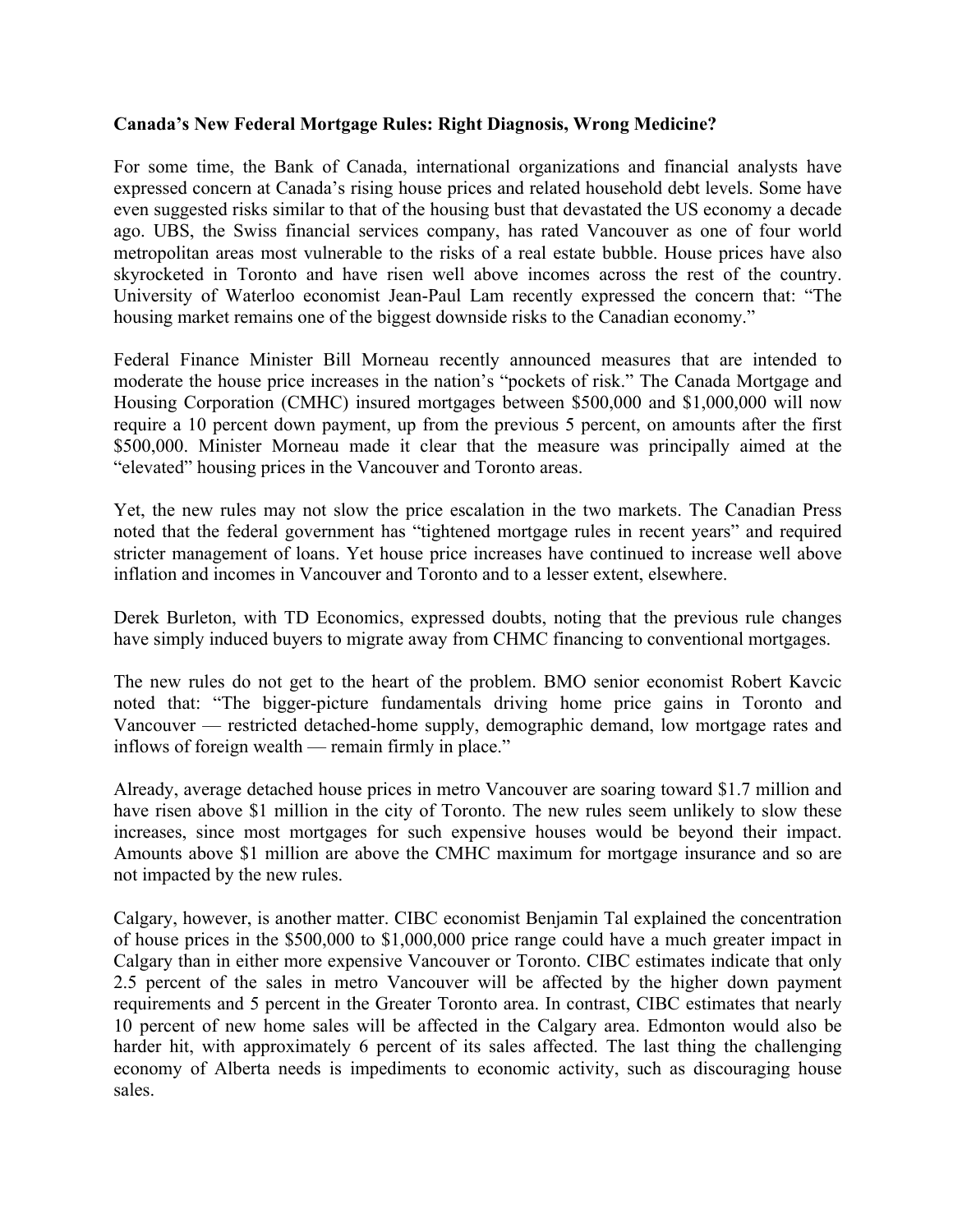**Canada's New Federal Mortgage Rules: Right Diagnosis, Wrong Medicine?**

For some time, the Bank of Canada, international organizations and financial analysts have expressed concern at Canada's rising house prices and related household debt levels. Some have even suggested risks similar to that of the housing bust that devastated the US economy a decade ago. UBS, the Swiss financial services company, has rated Vancouver as one of four world metropolitan areas most vulnerable to the risks of a real estate bubble. House prices have also skyrocketed in Toronto and have risen well above incomes across the rest of the country. University of Waterloo economist Jean-Paul Lam recently expressed the concern that: "The housing market remains one of the biggest downside risks to the Canadian economy."

Federal Finance Minister Bill Morneau recently announced measures that are intended to moderate the house price increases in the nation's "pockets of risk." The Canada Mortgage and Housing Corporation (CMHC) insured mortgages between $500,000 and $1,000,000 will now require a 10 percent down payment, up from the previous 5 percent, on amounts after the first $500,000. Minister Morneau made it clear that the measure was principally aimed at the "elevated" housing prices in the Vancouver and Toronto areas.

Yet, the new rules may not slow the price escalation in the two markets. The Canadian Press noted that the federal government has "tightened mortgage rules in recent years" and required stricter management of loans. Yet house price increases have continued to increase well above inflation and incomes in Vancouver and Toronto and to a lesser extent, elsewhere.

Derek Burleton, with TD Economics, expressed doubts, noting that the previous rule changes have simply induced buyers to migrate away from CHMC financing to conventional mortgages.

The new rules do not get to the heart of the problem. BMO senior economist Robert Kavcic noted that: "The bigger-picture fundamentals driving home price gains in Toronto and Vancouver — restricted detached-home supply, demographic demand, low mortgage rates and inflows of foreign wealth — remain firmly in place."

Already, average detached house prices in metro Vancouver are soaring toward $1.7 million and have risen above $1 million in the city of Toronto. The new rules seem unlikely to slow these increases, since most mortgages for such expensive houses would be beyond their impact. Amounts above $1 million are above the CMHC maximum for mortgage insurance and so are not impacted by the new rules.

Calgary, however, is another matter. CIBC economist Benjamin Tal explained the concentration of house prices in the $500,000 to $1,000,000 price range could have a much greater impact in Calgary than in either more expensive Vancouver or Toronto. CIBC estimates indicate that only 2.5 percent of the sales in metro Vancouver will be affected by the higher down payment requirements and 5 percent in the Greater Toronto area. In contrast, CIBC estimates that nearly 10 percent of new home sales will be affected in the Calgary area. Edmonton would also be harder hit, with approximately 6 percent of its sales affected. The last thing the challenging economy of Alberta needs is impediments to economic activity, such as discouraging house sales.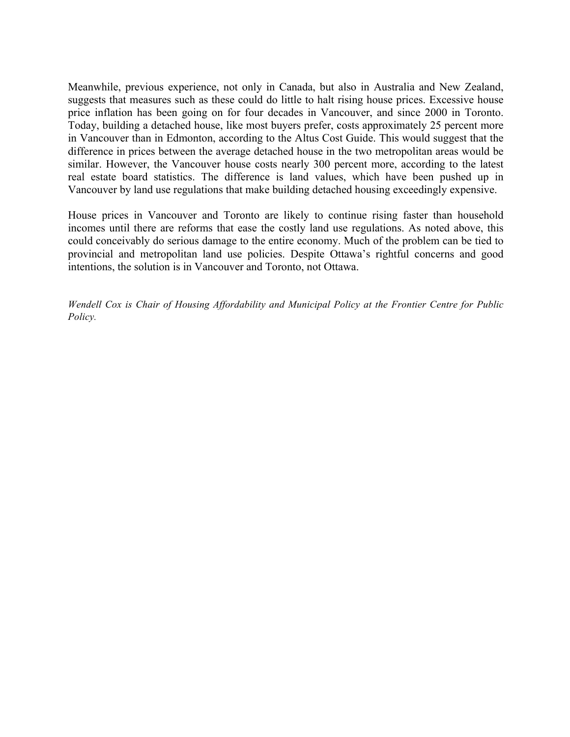Meanwhile, previous experience, not only in Canada, but also in Australia and New Zealand, suggests that measures such as these could do little to halt rising house prices. Excessive house price inflation has been going on for four decades in Vancouver, and since 2000 in Toronto. Today, building a detached house, like most buyers prefer, costs approximately 25 percent more in Vancouver than in Edmonton, according to the Altus Cost Guide. This would suggest that the difference in prices between the average detached house in the two metropolitan areas would be similar. However, the Vancouver house costs nearly 300 percent more, according to the latest real estate board statistics. The difference is land values, which have been pushed up in Vancouver by land use regulations that make building detached housing exceedingly expensive.

House prices in Vancouver and Toronto are likely to continue rising faster than household incomes until there are reforms that ease the costly land use regulations. As noted above, this could conceivably do serious damage to the entire economy. Much of the problem can be tied to provincial and metropolitan land use policies. Despite Ottawa's rightful concerns and good intentions, the solution is in Vancouver and Toronto, not Ottawa.

*Wendell Cox is Chair of Housing Affordability and Municipal Policy at the Frontier Centre for Public Policy.*